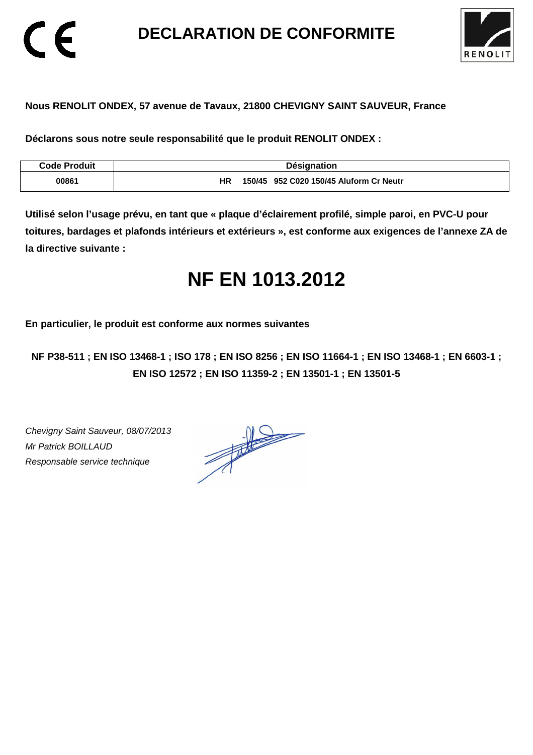# DECLARATION DE CONFORMITE

**Nous RENOLIT ONDEX, 57 avenue de Tavaux, 21800 CHEVIGNY SAINT SAUVEUR, France**

**Déclarons sous notre seule responsabilité que le produit RENOLIT ONDEX :**

| Code Produit | Désignation |
|---|---|
| 00861 | HR 150/45 952 C020 150/45 Aluform Cr Neutr |

**Utilisé selon l'usage prévu, en tant que « plaque d'éclairement profilé, simple paroi, en PVC-U pour toitures, bardages et plafonds intérieurs et extérieurs », est conforme aux exigences de l'annexe ZA de la directive suivante :**

# NF EN 1013.2012

**En particulier, le produit est conforme aux normes suivantes**

**NF P38-511 ; EN ISO 13468-1 ; ISO 178 ; EN ISO 8256 ; EN ISO 11664-1 ; EN ISO 13468-1 ; EN 6603-1 ; EN ISO 12572 ; EN ISO 11359-2 ; EN 13501-1 ; EN 13501-5**

*Chevigny Saint Sauveur, 08/07/2013*
*Mr Patrick BOILLAUD*
*Responsable service technique*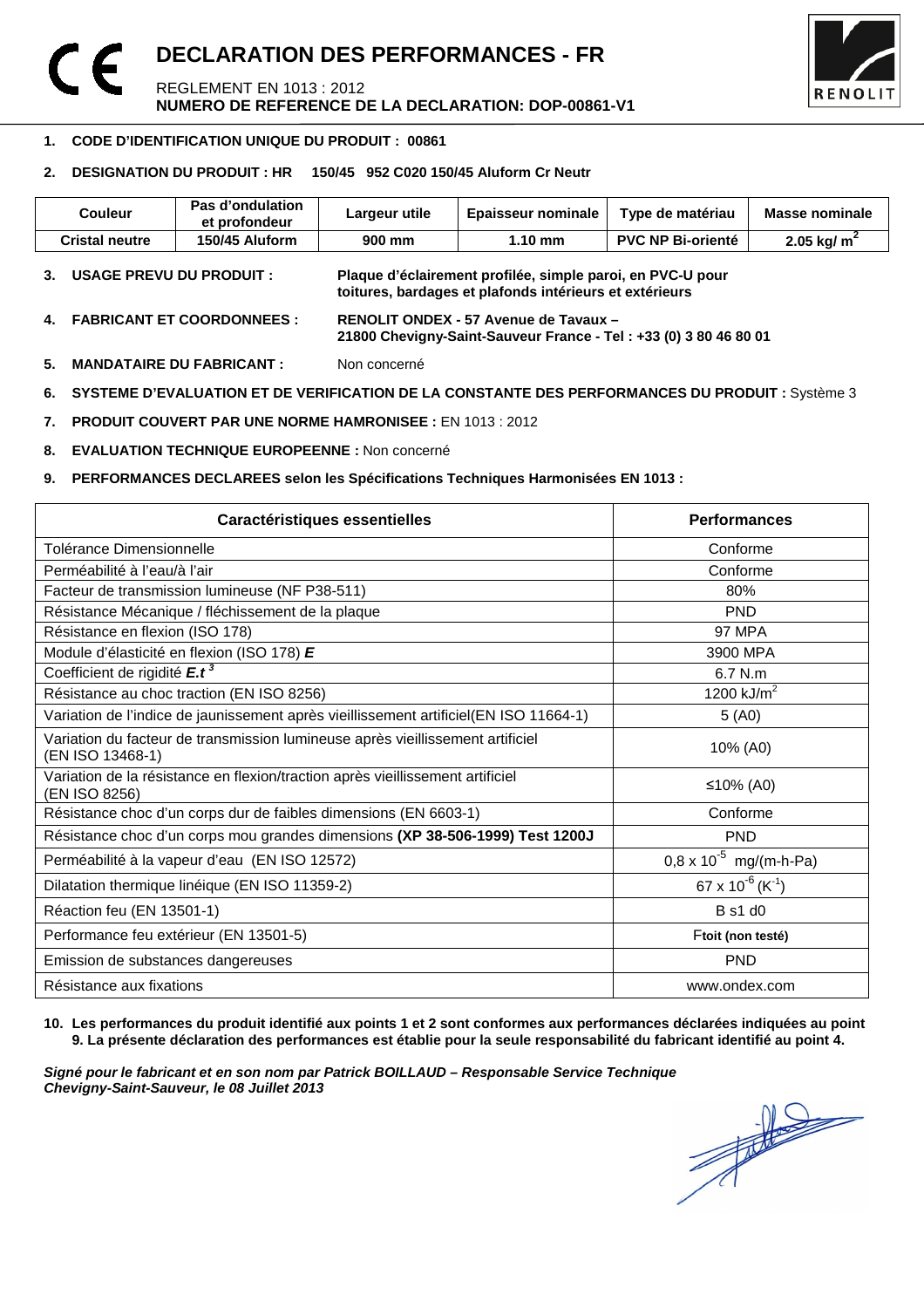# DECLARATION DES PERFORMANCES - FR

REGLEMENT EN 1013 : 2012

**NUMERO DE REFERENCE DE LA DECLARATION: DOP-00861-V1**

1. **CODE D'IDENTIFICATION UNIQUE DU PRODUIT : 00861**

2. **DESIGNATION DU PRODUIT : HR 150/45 952 C020 150/45 Aluform Cr Neutr**

| Couleur | Pas d'ondulation et profondeur | Largeur utile | Epaisseur nominale | Type de matériau | Masse nominale |
|---|---|---|---|---|---|
| Cristal neutre | 150/45 Aluform | 900 mm | 1.10 mm | PVC NP Bi-orienté | 2.05 kg/ $m^2$ |

3. **USAGE PREVU DU PRODUIT :** **Plaque d'éclairement profilée, simple paroi, en PVC-U pour toitures, bardages et plafonds intérieurs et extérieurs**

4. **FABRICANT ET COORDONNEES :** **RENOLIT ONDEX - 57 Avenue de Tavaux – 21800 Chevigny-Saint-Sauveur France - Tel : +33 (0) 3 80 46 80 01**

5. **MANDATAIRE DU FABRICANT :** Non concerné

6. **SYSTEME D'EVALUATION ET DE VERIFICATION DE LA CONSTANTE DES PERFORMANCES DU PRODUIT :** Système 3

7. **PRODUIT COUVERT PAR UNE NORME HAMRONISEE :** EN 1013 : 2012

8. **EVALUATION TECHNIQUE EUROPEENNE :** Non concerné

9. **PERFORMANCES DECLAREES selon les Spécifications Techniques Harmonisées EN 1013 :**

| Caractéristiques essentielles | Performances |
|---|---|
| Tolérance Dimensionnelle | Conforme |
| Perméabilité à l'eau/à l'air | Conforme |
| Facteur de transmission lumineuse (NF P38-511) | 80% |
| Résistance Mécanique / fléchissement de la plaque | PND |
| Résistance en flexion (ISO 178) | 97 MPA |
| Module d'élasticité en flexion (ISO 178) ***E*** | 3900 MPA |
| Coefficient de rigidité $E.t^3$ | 6.7 N.m |
| Résistance au choc traction (EN ISO 8256) | 1200 kJ/$m^2$ |
| Variation de l'indice de jaunissement après vieillissement artificiel(EN ISO 11664-1) | 5 (A0) |
| Variation du facteur de transmission lumineuse après vieillissement artificiel (EN ISO 13468-1) | 10% (A0) |
| Variation de la résistance en flexion/traction après vieillissement artificiel (EN ISO 8256) | ≤10% (A0) |
| Résistance choc d'un corps dur de faibles dimensions (EN 6603-1) | Conforme |
| Résistance choc d'un corps mou grandes dimensions **(XP 38-506-1999) Test 1200J** | PND |
| Perméabilité à la vapeur d'eau (EN ISO 12572) | $0{,}8 \times 10^{-5}$ mg/(m-h-Pa) |
| Dilatation thermique linéique (EN ISO 11359-2) | $67 \times 10^{-6}$ ($K^{-1}$) |
| Réaction feu (EN 13501-1) | B s1 d0 |
| Performance feu extérieur (EN 13501-5) | F**toit (non testé)** |
| Emission de substances dangereuses | PND |
| Résistance aux fixations | www.ondex.com |

10. **Les performances du produit identifié aux points 1 et 2 sont conformes aux performances déclarées indiquées au point 9. La présente déclaration des performances est établie pour la seule responsabilité du fabricant identifié au point 4.**

***Signé pour le fabricant et en son nom par Patrick BOILLAUD – Responsable Service Technique***
***Chevigny-Saint-Sauveur, le 08 Juillet 2013***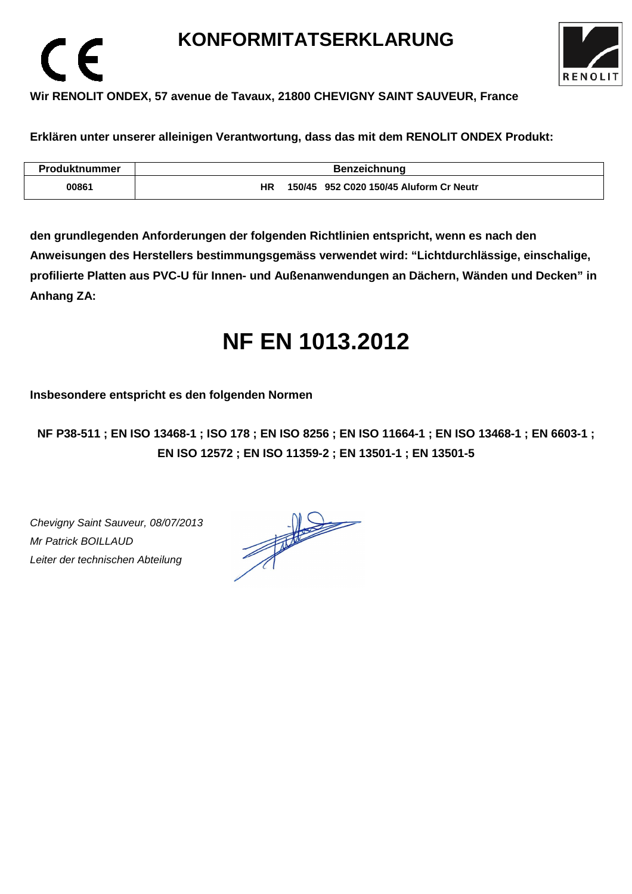# KONFORMITATSERKLARUNG

**Wir RENOLIT ONDEX, 57 avenue de Tavaux, 21800 CHEVIGNY SAINT SAUVEUR, France**

**Erklären unter unserer alleinigen Verantwortung, dass das mit dem RENOLIT ONDEX Produkt:**

| Produktnummer | Benzeichnung |
| --- | --- |
| 00861 | HR 150/45 952 C020 150/45 Aluform Cr Neutr |

**den grundlegenden Anforderungen der folgenden Richtlinien entspricht, wenn es nach den Anweisungen des Herstellers bestimmungsgemäss verwendet wird: "Lichtdurchlässige, einschalige, profilierte Platten aus PVC-U für Innen- und Außenanwendungen an Dächern, Wänden und Decken" in Anhang ZA:**

# NF EN 1013.2012

**Insbesondere entspricht es den folgenden Normen**

**NF P38-511 ; EN ISO 13468-1 ; ISO 178 ; EN ISO 8256 ; EN ISO 11664-1 ; EN ISO 13468-1 ; EN 6603-1 ; EN ISO 12572 ; EN ISO 11359-2 ; EN 13501-1 ; EN 13501-5**

*Chevigny Saint Sauveur, 08/07/2013*
*Mr Patrick BOILLAUD*
*Leiter der technischen Abteilung*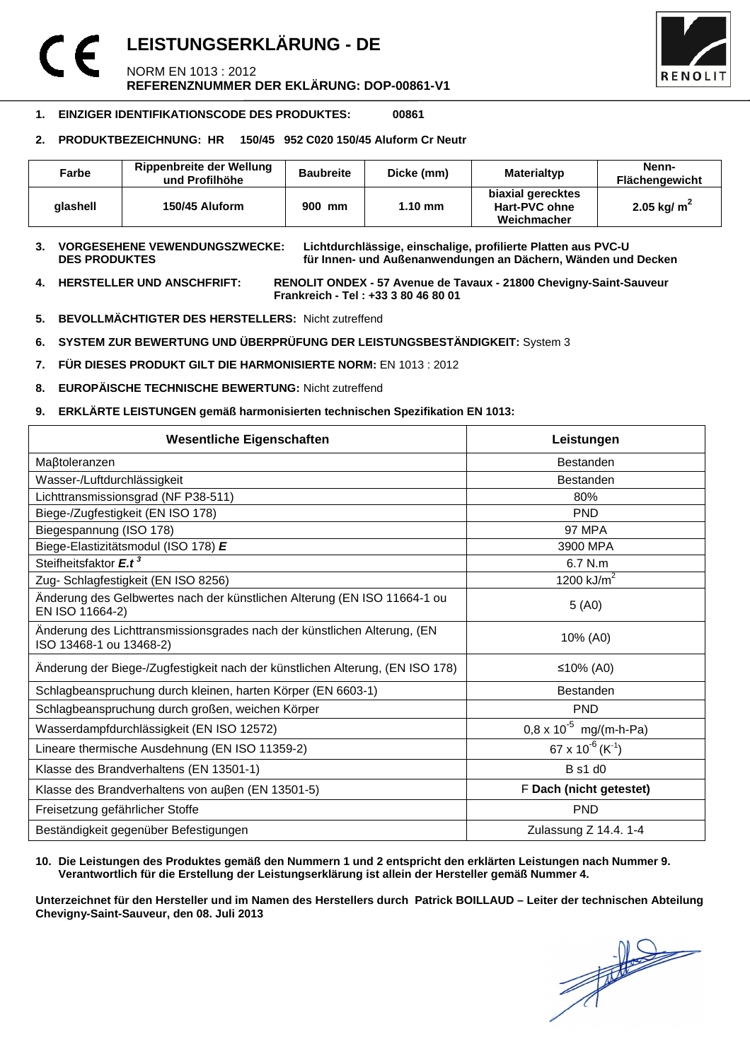# LEISTUNGSERKLÄRUNG - DE

NORM EN 1013 : 2012
**REFERENZNUMMER DER EKLÄRUNG: DOP-00861-V1**

1. **EINZIGER IDENTIFIKATIONSCODE DES PRODUKTES: 00861**

2. **PRODUKTBEZEICHNUNG: HR 150/45 952 C020 150/45 Aluform Cr Neutr**

| Farbe | Rippenbreite der Wellung und Profilhöhe | Baubreite | Dicke (mm) | Materialtyp | Nenn-Flächengewicht |
|---|---|---|---|---|---|
| glashell | 150/45 Aluform | 900 mm | 1.10 mm | biaxial gerecktes Hart-PVC ohne Weichmacher | 2.05 kg/ $m^2$ |

3. **VORGESEHENE VEWENDUNGSZWECKE: DES PRODUKTES** **Lichtdurchlässige, einschalige, profilierte Platten aus PVC-U für Innen- und Außenanwendungen an Dächern, Wänden und Decken**

4. **HERSTELLER UND ANSCHFRIFT:** **RENOLIT ONDEX - 57 Avenue de Tavaux - 21800 Chevigny-Saint-Sauveur Frankreich - Tel : +33 3 80 46 80 01**

5. **BEVOLLMÄCHTIGTER DES HERSTELLERS:** Nicht zutreffend

6. **SYSTEM ZUR BEWERTUNG UND ÜBERPRÜFUNG DER LEISTUNGSBESTÄNDIGKEIT:** System 3

7. **FÜR DIESES PRODUKT GILT DIE HARMONISIERTE NORM:** EN 1013 : 2012

8. **EUROPÄISCHE TECHNISCHE BEWERTUNG:** Nicht zutreffend

9. **ERKLÄRTE LEISTUNGEN gemäß harmonisierten technischen Spezifikation EN 1013:**

| Wesentliche Eigenschaften | Leistungen |
|---|---|
| Maβtoleranzen | Bestanden |
| Wasser-/Luftdurchlässigkeit | Bestanden |
| Lichttransmissionsgrad (NF P38-511) | 80% |
| Biege-/Zugfestigkeit (EN ISO 178) | PND |
| Biegespannung (ISO 178) | 97 MPA |
| Biege-Elastizitätsmodul (ISO 178) ***E*** | 3900 MPA |
| Steifheitsfaktor $E.t^3$ | 6.7 N.m |
| Zug- Schlagfestigkeit (EN ISO 8256) | 1200 kJ/$m^2$ |
| Änderung des Gelbwertes nach der künstlichen Alterung (EN ISO 11664-1 ou EN ISO 11664-2) | 5 (A0) |
| Änderung des Lichttransmissionsgrades nach der künstlichen Alterung, (EN ISO 13468-1 ou 13468-2) | 10% (A0) |
| Änderung der Biege-/Zugfestigkeit nach der künstlichen Alterung, (EN ISO 178) | ≤10% (A0) |
| Schlagbeanspruchung durch kleinen, harten Körper (EN 6603-1) | Bestanden |
| Schlagbeanspruchung durch großen, weichen Körper | PND |
| Wasserdampfdurchlässigkeit (EN ISO 12572) | $0,8 \times 10^{-5}$ mg/(m-h-Pa) |
| Lineare thermische Ausdehnung (EN ISO 11359-2) | $67 \times 10^{-6}$ ($K^{-1}$) |
| Klasse des Brandverhaltens (EN 13501-1) | B s1 d0 |
| Klasse des Brandverhaltens von auβen (EN 13501-5) | F **Dach (nicht getestet)** |
| Freisetzung gefährlicher Stoffe | PND |
| Beständigkeit gegenüber Befestigungen | Zulassung Z 14.4. 1-4 |

10. **Die Leistungen des Produktes gemäß den Nummern 1 und 2 entspricht den erklärten Leistungen nach Nummer 9. Verantwortlich für die Erstellung der Leistungserklärung ist allein der Hersteller gemäß Nummer 4.**

**Unterzeichnet für den Hersteller und im Namen des Herstellers durch Patrick BOILLAUD – Leiter der technischen Abteilung Chevigny-Saint-Sauveur, den 08. Juli 2013**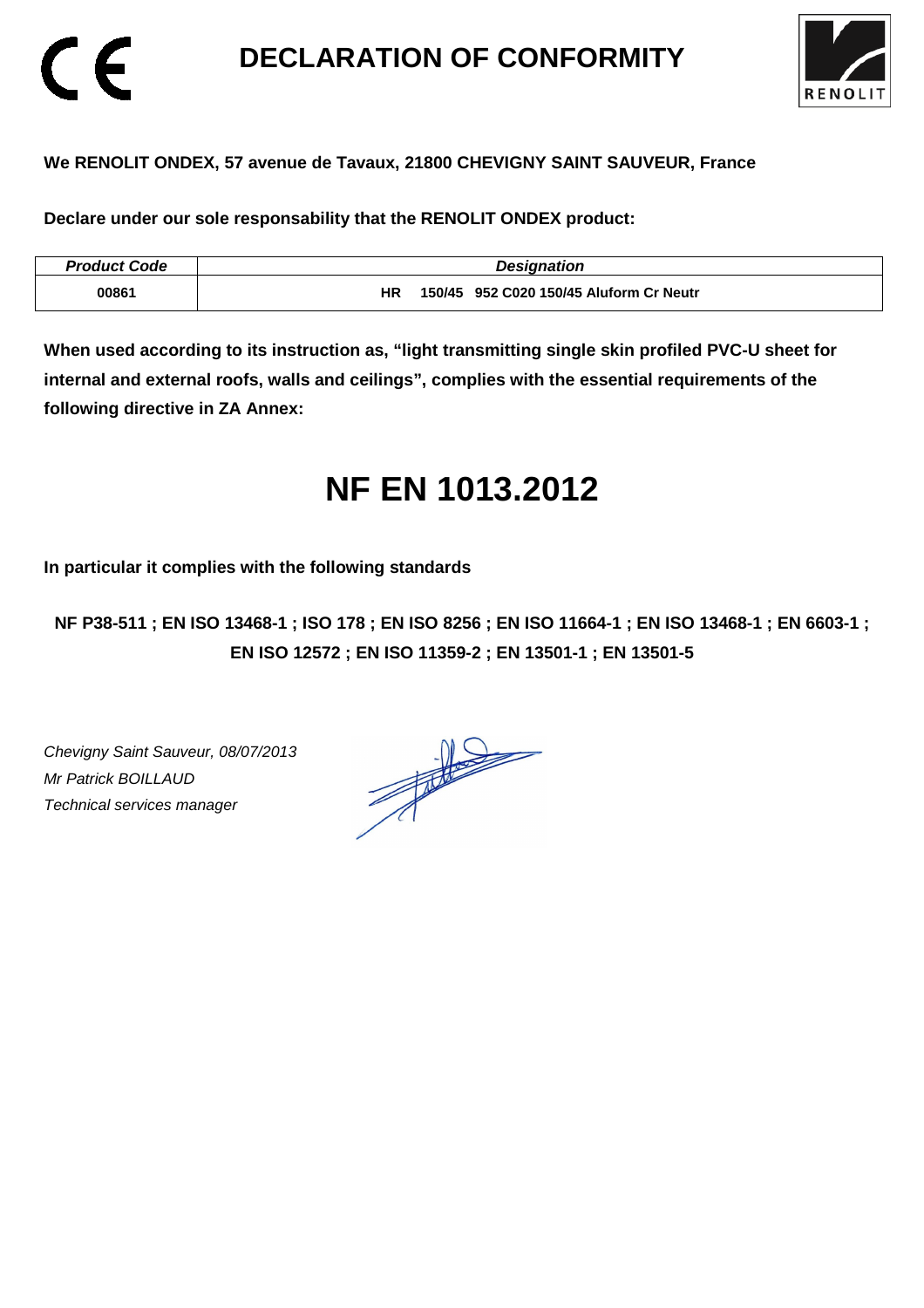# DECLARATION OF CONFORMITY

**We RENOLIT ONDEX, 57 avenue de Tavaux, 21800 CHEVIGNY SAINT SAUVEUR, France**

**Declare under our sole responsability that the RENOLIT ONDEX product:**

| *Product Code* | *Designation* |
|---|---|
| **00861** | **HR 150/45 952 C020 150/45 Aluform Cr Neutr** |

**When used according to its instruction as, "light transmitting single skin profiled PVC-U sheet for internal and external roofs, walls and ceilings", complies with the essential requirements of the following directive in ZA Annex:**

# NF EN 1013.2012

**In particular it complies with the following standards**

**NF P38-511 ; EN ISO 13468-1 ; ISO 178 ; EN ISO 8256 ; EN ISO 11664-1 ; EN ISO 13468-1 ; EN 6603-1 ; EN ISO 12572 ; EN ISO 11359-2 ; EN 13501-1 ; EN 13501-5**

*Chevigny Saint Sauveur, 08/07/2013*
*Mr Patrick BOILLAUD*
*Technical services manager*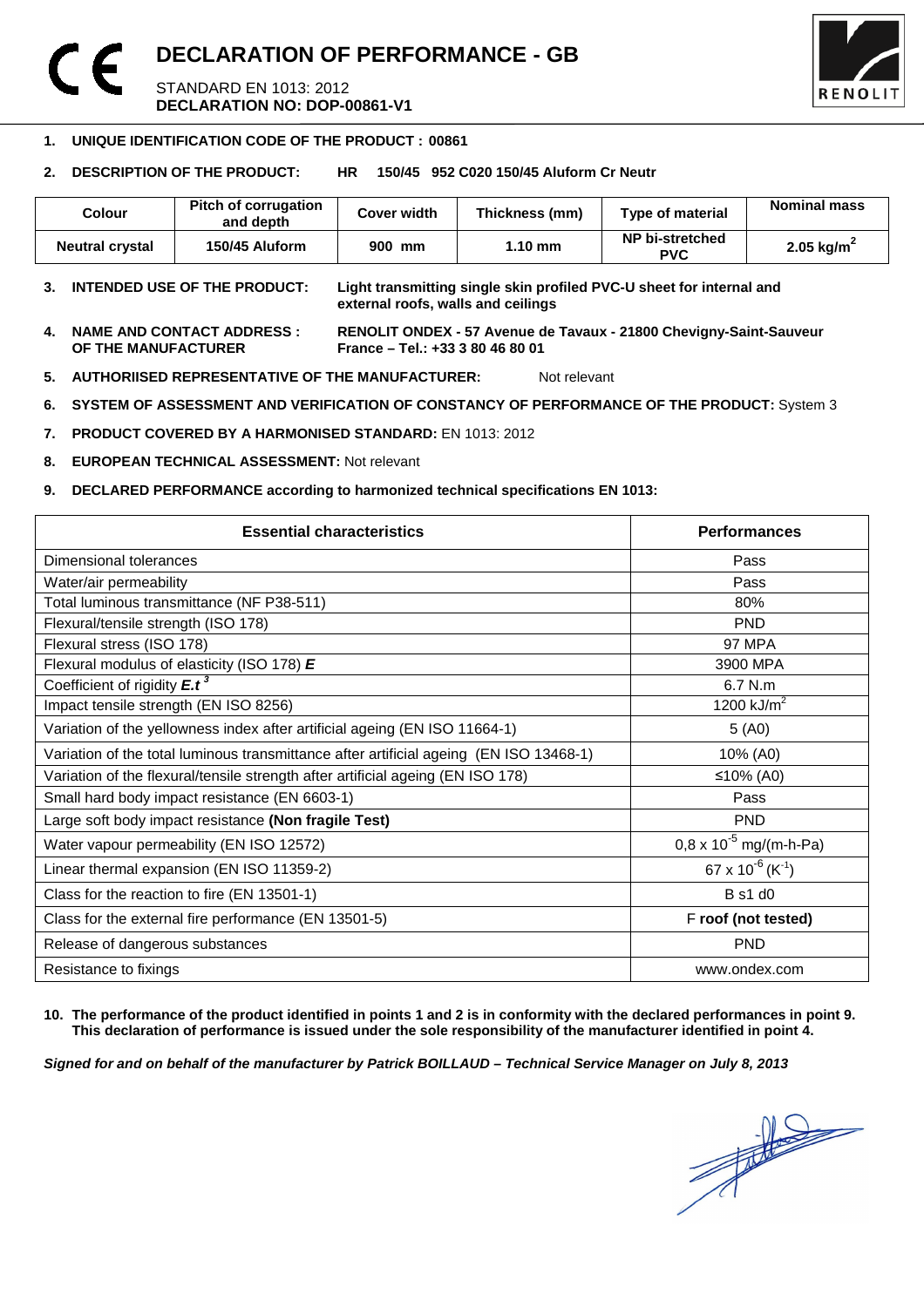# DECLARATION OF PERFORMANCE - GB

STANDARD EN 1013: 2012
**DECLARATION NO: DOP-00861-V1**

1. **UNIQUE IDENTIFICATION CODE OF THE PRODUCT : 00861**

2. **DESCRIPTION OF THE PRODUCT: HR 150/45 952 C020 150/45 Aluform Cr Neutr**

| Colour | Pitch of corrugation and depth | Cover width | Thickness (mm) | Type of material | Nominal mass |
|---|---|---|---|---|---|
| **Neutral crystal** | **150/45 Aluform** | **900 mm** | **1.10 mm** | **NP bi-stretched PVC** | **2.05 kg/m$^2$** |

3. **INTENDED USE OF THE PRODUCT:** **Light transmitting single skin profiled PVC-U sheet for internal and external roofs, walls and ceilings**

4. **NAME AND CONTACT ADDRESS : OF THE MANUFACTURER** **RENOLIT ONDEX - 57 Avenue de Tavaux - 21800 Chevigny-Saint-Sauveur France – Tel.: +33 3 80 46 80 01**

5. **AUTHORIISED REPRESENTATIVE OF THE MANUFACTURER:** Not relevant

6. **SYSTEM OF ASSESSMENT AND VERIFICATION OF CONSTANCY OF PERFORMANCE OF THE PRODUCT:** System 3

7. **PRODUCT COVERED BY A HARMONISED STANDARD:** EN 1013: 2012

8. **EUROPEAN TECHNICAL ASSESSMENT:** Not relevant

9. **DECLARED PERFORMANCE according to harmonized technical specifications EN 1013:**

| Essential characteristics | Performances |
|---|---|
| Dimensional tolerances | Pass |
| Water/air permeability | Pass |
| Total luminous transmittance (NF P38-511) | 80% |
| Flexural/tensile strength (ISO 178) | PND |
| Flexural stress (ISO 178) | 97 MPA |
| Flexural modulus of elasticity (ISO 178) ***E*** | 3900 MPA |
| Coefficient of rigidity $E.t^3$ | 6.7 N.m |
| Impact tensile strength (EN ISO 8256) | 1200 kJ/m$^2$ |
| Variation of the yellowness index after artificial ageing (EN ISO 11664-1) | 5 (A0) |
| Variation of the total luminous transmittance after artificial ageing (EN ISO 13468-1) | 10% (A0) |
| Variation of the flexural/tensile strength after artificial ageing (EN ISO 178) | ≤10% (A0) |
| Small hard body impact resistance (EN 6603-1) | Pass |
| Large soft body impact resistance **(Non fragile Test)** | PND |
| Water vapour permeability (EN ISO 12572) | 0,8 x 10$^{-5}$ mg/(m-h-Pa) |
| Linear thermal expansion (EN ISO 11359-2) | 67 x 10$^{-6}$ (K$^{-1}$) |
| Class for the reaction to fire (EN 13501-1) | B s1 d0 |
| Class for the external fire performance (EN 13501-5) | F **roof (not tested)** |
| Release of dangerous substances | PND |
| Resistance to fixings | www.ondex.com |

10. **The performance of the product identified in points 1 and 2 is in conformity with the declared performances in point 9. This declaration of performance is issued under the sole responsibility of the manufacturer identified in point 4.**

***Signed for and on behalf of the manufacturer by Patrick BOILLAUD – Technical Service Manager on July 8, 2013***